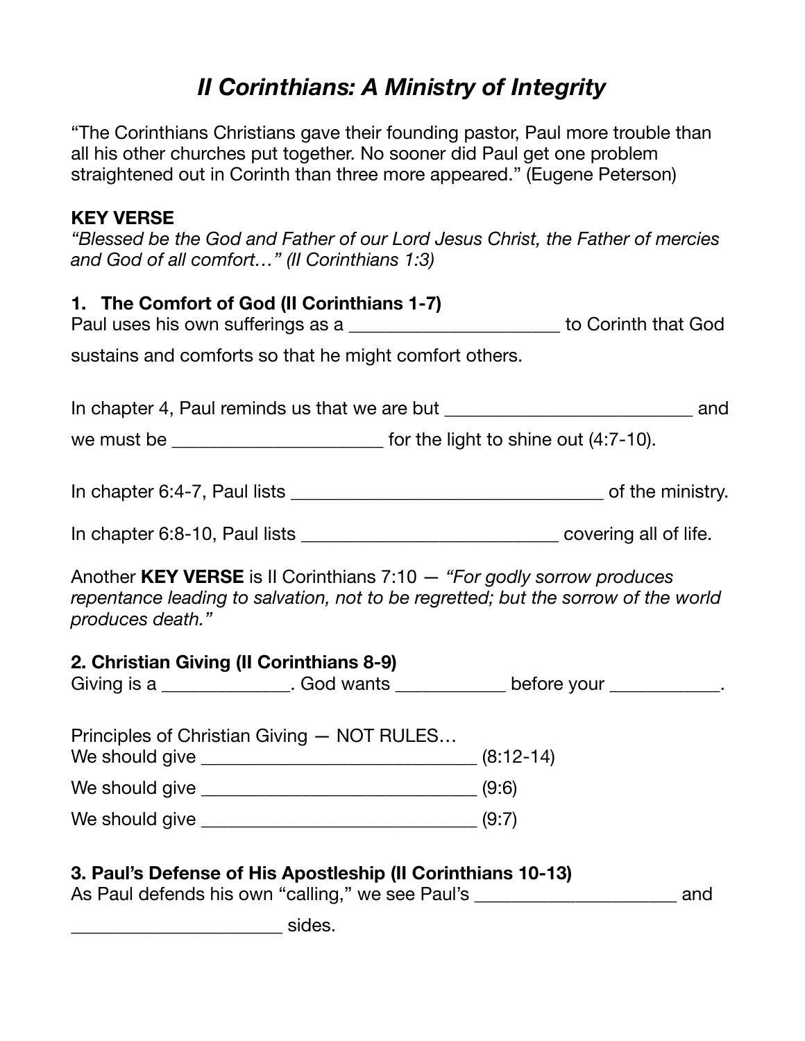# *II Corinthians: A Ministry of Integrity*

"The Corinthians Christians gave their founding pastor, Paul more trouble than all his other churches put together. No sooner did Paul get one problem straightened out in Corinth than three more appeared." (Eugene Peterson)

**KEY VERSE**
*"Blessed be the God and Father of our Lord Jesus Christ, the Father of mercies and God of all comfort…" (II Corinthians 1:3)*

**1. The Comfort of God (II Corinthians 1-7)**

Paul uses his own sufferings as a ______________________ to Corinth that God sustains and comforts so that he might comfort others.

In chapter 4, Paul reminds us that we are but __________________________ and we must be ______________________ for the light to shine out (4:7-10).

In chapter 6:4-7, Paul lists __________________________________ of the ministry.

In chapter 6:8-10, Paul lists ___________________________ covering all of life.

Another **KEY VERSE** is II Corinthians 7:10 — *"For godly sorrow produces repentance leading to salvation, not to be regretted; but the sorrow of the world produces death."*

**2. Christian Giving (II Corinthians 8-9)**

Giving is a _____________. God wants ___________ before your ___________.

Principles of Christian Giving — NOT RULES…

We should give ______________________________ (8:12-14)

We should give ______________________________ (9:6)

We should give ______________________________ (9:7)

**3. Paul's Defense of His Apostleship (II Corinthians 10-13)**

As Paul defends his own "calling," we see Paul's _____________________ and ______________________ sides.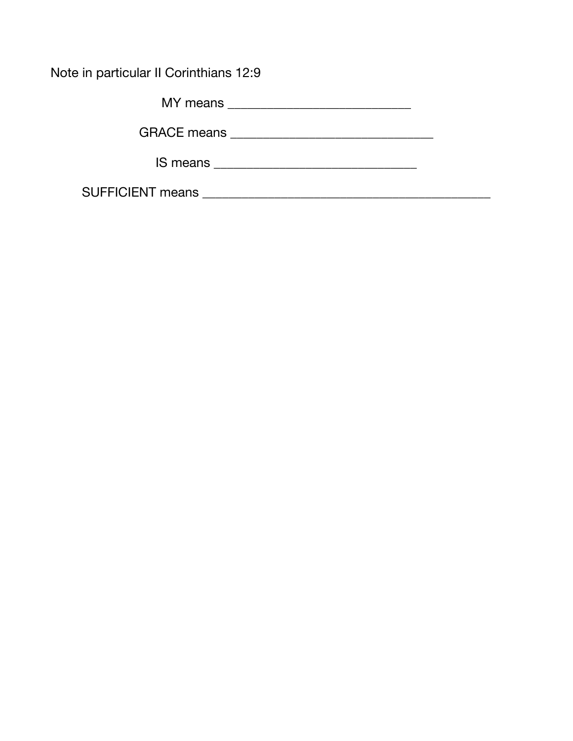Note in particular II Corinthians 12:9

MY means ___________________________

GRACE means ______________________________

IS means ______________________________

SUFFICIENT means ____________________________________________